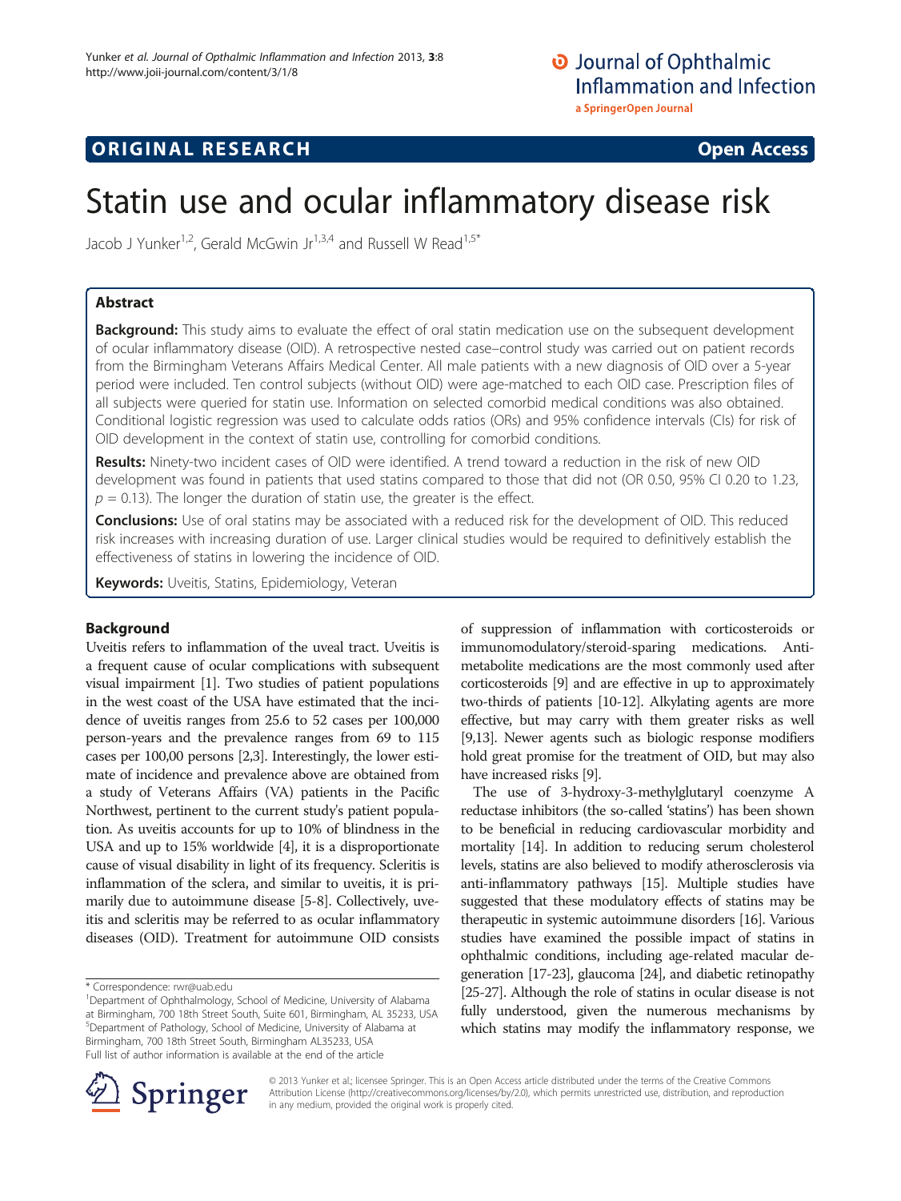ORIGINAL RESEARCH

Open Access

# Statin use and ocular inflammatory disease risk

Jacob J Yunker[1,2], Gerald McGwin Jr[1,3,4] and Russell W Read[1,5*]

## Abstract

**Background:** This study aims to evaluate the effect of oral statin medication use on the subsequent development of ocular inflammatory disease (OID). A retrospective nested case–control study was carried out on patient records from the Birmingham Veterans Affairs Medical Center. All male patients with a new diagnosis of OID over a 5-year period were included. Ten control subjects (without OID) were age-matched to each OID case. Prescription files of all subjects were queried for statin use. Information on selected comorbid medical conditions was also obtained. Conditional logistic regression was used to calculate odds ratios (ORs) and 95% confidence intervals (CIs) for risk of OID development in the context of statin use, controlling for comorbid conditions.

**Results:** Ninety-two incident cases of OID were identified. A trend toward a reduction in the risk of new OID development was found in patients that used statins compared to those that did not (OR 0.50, 95% CI 0.20 to 1.23, $p = 0.13$). The longer the duration of statin use, the greater is the effect.

**Conclusions:** Use of oral statins may be associated with a reduced risk for the development of OID. This reduced risk increases with increasing duration of use. Larger clinical studies would be required to definitively establish the effectiveness of statins in lowering the incidence of OID.

**Keywords:** Uveitis, Statins, Epidemiology, Veteran

## Background

Uveitis refers to inflammation of the uveal tract. Uveitis is a frequent cause of ocular complications with subsequent visual impairment [1]. Two studies of patient populations in the west coast of the USA have estimated that the incidence of uveitis ranges from 25.6 to 52 cases per 100,000 person-years and the prevalence ranges from 69 to 115 cases per 100,00 persons [2,3]. Interestingly, the lower estimate of incidence and prevalence above are obtained from a study of Veterans Affairs (VA) patients in the Pacific Northwest, pertinent to the current study's patient population. As uveitis accounts for up to 10% of blindness in the USA and up to 15% worldwide [4], it is a disproportionate cause of visual disability in light of its frequency. Scleritis is inflammation of the sclera, and similar to uveitis, it is primarily due to autoimmune disease [5-8]. Collectively, uveitis and scleritis may be referred to as ocular inflammatory diseases (OID). Treatment for autoimmune OID consists of suppression of inflammation with corticosteroids or immunomodulatory/steroid-sparing medications. Antimetabolite medications are the most commonly used after corticosteroids [9] and are effective in up to approximately two-thirds of patients [10-12]. Alkylating agents are more effective, but may carry with them greater risks as well [9,13]. Newer agents such as biologic response modifiers hold great promise for the treatment of OID, but may also have increased risks [9].

The use of 3-hydroxy-3-methylglutaryl coenzyme A reductase inhibitors (the so-called 'statins') has been shown to be beneficial in reducing cardiovascular morbidity and mortality [14]. In addition to reducing serum cholesterol levels, statins are also believed to modify atherosclerosis via anti-inflammatory pathways [15]. Multiple studies have suggested that these modulatory effects of statins may be therapeutic in systemic autoimmune disorders [16]. Various studies have examined the possible impact of statins in ophthalmic conditions, including age-related macular degeneration [17-23], glaucoma [24], and diabetic retinopathy [25-27]. Although the role of statins in ocular disease is not fully understood, given the numerous mechanisms by which statins may modify the inflammatory response, we

\* Correspondence: rwr@uab.edu

[1]Department of Ophthalmology, School of Medicine, University of Alabama at Birmingham, 700 18th Street South, Suite 601, Birmingham, AL 35233, USA

[5]Department of Pathology, School of Medicine, University of Alabama at Birmingham, 700 18th Street South, Birmingham AL35233, USA

Full list of author information is available at the end of the article

© 2013 Yunker et al.; licensee Springer. This is an Open Access article distributed under the terms of the Creative Commons Attribution License (http://creativecommons.org/licenses/by/2.0), which permits unrestricted use, distribution, and reproduction in any medium, provided the original work is properly cited.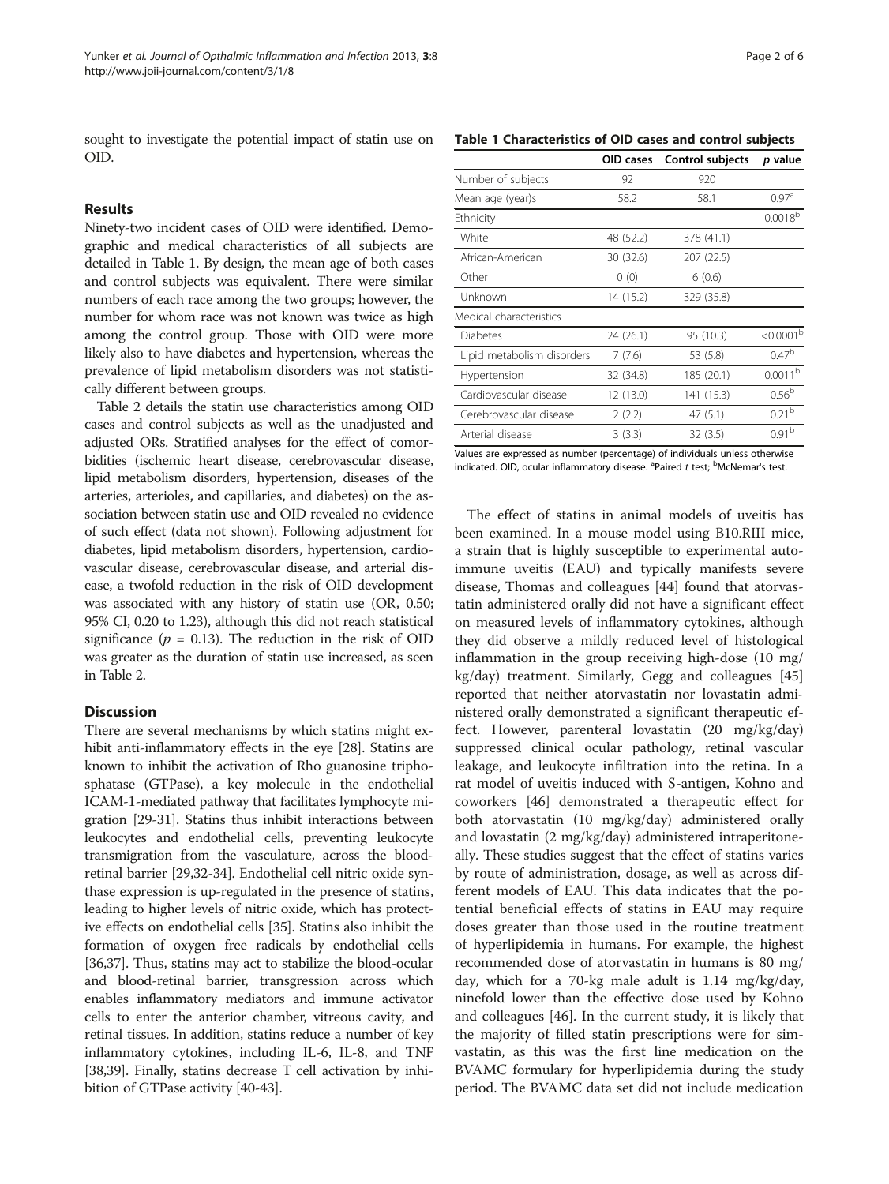sought to investigate the potential impact of statin use on OID.

## Results

Ninety-two incident cases of OID were identified. Demographic and medical characteristics of all subjects are detailed in Table 1. By design, the mean age of both cases and control subjects was equivalent. There were similar numbers of each race among the two groups; however, the number for whom race was not known was twice as high among the control group. Those with OID were more likely also to have diabetes and hypertension, whereas the prevalence of lipid metabolism disorders was not statistically different between groups.

Table 2 details the statin use characteristics among OID cases and control subjects as well as the unadjusted and adjusted ORs. Stratified analyses for the effect of comorbidities (ischemic heart disease, cerebrovascular disease, lipid metabolism disorders, hypertension, diseases of the arteries, arterioles, and capillaries, and diabetes) on the association between statin use and OID revealed no evidence of such effect (data not shown). Following adjustment for diabetes, lipid metabolism disorders, hypertension, cardiovascular disease, cerebrovascular disease, and arterial disease, a twofold reduction in the risk of OID development was associated with any history of statin use (OR, 0.50; 95% CI, 0.20 to 1.23), although this did not reach statistical significance ($p = 0.13$). The reduction in the risk of OID was greater as the duration of statin use increased, as seen in Table 2.

**Table 1 Characteristics of OID cases and control subjects**

| | OID cases | Control subjects | *p* value |
|---|---|---|---|
| Number of subjects | 92 | 920 | |
| Mean age (year)s | 58.2 | 58.1 | 0.97[a] |
| Ethnicity | | | 0.0018[b] |
| White | 48 (52.2) | 378 (41.1) | |
| African-American | 30 (32.6) | 207 (22.5) | |
| Other | 0 (0) | 6 (0.6) | |
| Unknown | 14 (15.2) | 329 (35.8) | |
| Medical characteristics | | | |
| Diabetes | 24 (26.1) | 95 (10.3) | <0.0001[b] |
| Lipid metabolism disorders | 7 (7.6) | 53 (5.8) | 0.47[b] |
| Hypertension | 32 (34.8) | 185 (20.1) | 0.0011[b] |
| Cardiovascular disease | 12 (13.0) | 141 (15.3) | 0.56[b] |
| Cerebrovascular disease | 2 (2.2) | 47 (5.1) | 0.21[b] |
| Arterial disease | 3 (3.3) | 32 (3.5) | 0.91[b] |

Values are expressed as number (percentage) of individuals unless otherwise indicated. OID, ocular inflammatory disease. [a]Paired *t* test; [b]McNemar's test.

## Discussion

There are several mechanisms by which statins might exhibit anti-inflammatory effects in the eye [28]. Statins are known to inhibit the activation of Rho guanosine triphosphatase (GTPase), a key molecule in the endothelial ICAM-1-mediated pathway that facilitates lymphocyte migration [29-31]. Statins thus inhibit interactions between leukocytes and endothelial cells, preventing leukocyte transmigration from the vasculature, across the blood-retinal barrier [29,32-34]. Endothelial cell nitric oxide synthase expression is up-regulated in the presence of statins, leading to higher levels of nitric oxide, which has protective effects on endothelial cells [35]. Statins also inhibit the formation of oxygen free radicals by endothelial cells [36,37]. Thus, statins may act to stabilize the blood-ocular and blood-retinal barrier, transgression across which enables inflammatory mediators and immune activator cells to enter the anterior chamber, vitreous cavity, and retinal tissues. In addition, statins reduce a number of key inflammatory cytokines, including IL-6, IL-8, and TNF [38,39]. Finally, statins decrease T cell activation by inhibition of GTPase activity [40-43].

The effect of statins in animal models of uveitis has been examined. In a mouse model using B10.RIII mice, a strain that is highly susceptible to experimental autoimmune uveitis (EAU) and typically manifests severe disease, Thomas and colleagues [44] found that atorvastatin administered orally did not have a significant effect on measured levels of inflammatory cytokines, although they did observe a mildly reduced level of histological inflammation in the group receiving high-dose (10 mg/kg/day) treatment. Similarly, Gegg and colleagues [45] reported that neither atorvastatin nor lovastatin administered orally demonstrated a significant therapeutic effect. However, parenteral lovastatin (20 mg/kg/day) suppressed clinical ocular pathology, retinal vascular leakage, and leukocyte infiltration into the retina. In a rat model of uveitis induced with S-antigen, Kohno and coworkers [46] demonstrated a therapeutic effect for both atorvastatin (10 mg/kg/day) administered orally and lovastatin (2 mg/kg/day) administered intraperitoneally. These studies suggest that the effect of statins varies by route of administration, dosage, as well as across different models of EAU. This data indicates that the potential beneficial effects of statins in EAU may require doses greater than those used in the routine treatment of hyperlipidemia in humans. For example, the highest recommended dose of atorvastatin in humans is 80 mg/day, which for a 70-kg male adult is 1.14 mg/kg/day, ninefold lower than the effective dose used by Kohno and colleagues [46]. In the current study, it is likely that the majority of filled statin prescriptions were for simvastatin, as this was the first line medication on the BVAMC formulary for hyperlipidemia during the study period. The BVAMC data set did not include medication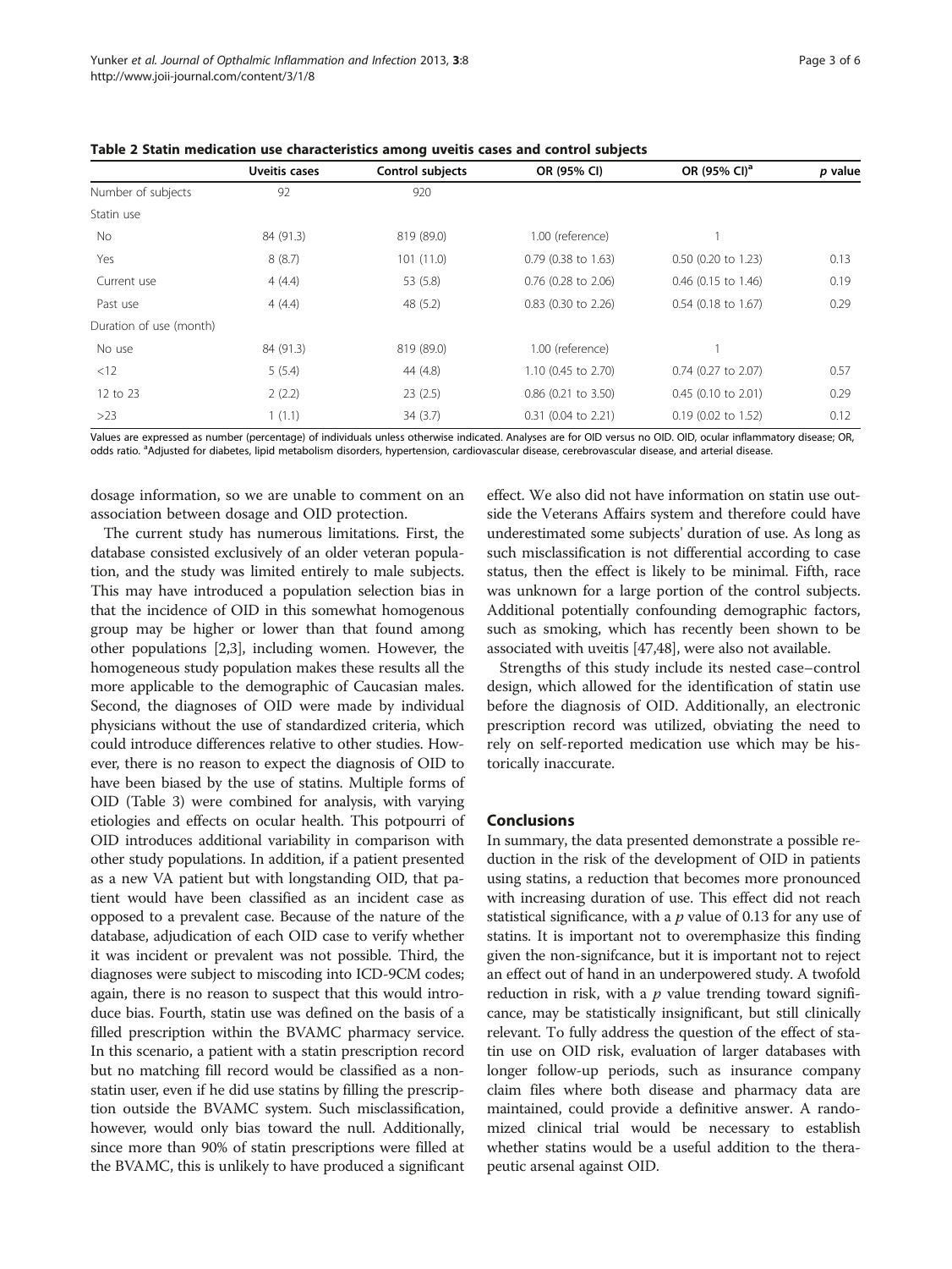**Table 2 Statin medication use characteristics among uveitis cases and control subjects**

| | Uveitis cases | Control subjects | OR (95% CI) | OR (95% CI)[a] | *p* value |
|---|---|---|---|---|---|
| Number of subjects | 92 | 920 | | | |
| Statin use | | | | | |
| No | 84 (91.3) | 819 (89.0) | 1.00 (reference) | 1 | |
| Yes | 8 (8.7) | 101 (11.0) | 0.79 (0.38 to 1.63) | 0.50 (0.20 to 1.23) | 0.13 |
| Current use | 4 (4.4) | 53 (5.8) | 0.76 (0.28 to 2.06) | 0.46 (0.15 to 1.46) | 0.19 |
| Past use | 4 (4.4) | 48 (5.2) | 0.83 (0.30 to 2.26) | 0.54 (0.18 to 1.67) | 0.29 |
| Duration of use (month) | | | | | |
| No use | 84 (91.3) | 819 (89.0) | 1.00 (reference) | 1 | |
| <12 | 5 (5.4) | 44 (4.8) | 1.10 (0.45 to 2.70) | 0.74 (0.27 to 2.07) | 0.57 |
| 12 to 23 | 2 (2.2) | 23 (2.5) | 0.86 (0.21 to 3.50) | 0.45 (0.10 to 2.01) | 0.29 |
| >23 | 1 (1.1) | 34 (3.7) | 0.31 (0.04 to 2.21) | 0.19 (0.02 to 1.52) | 0.12 |

Values are expressed as number (percentage) of individuals unless otherwise indicated. Analyses are for OID versus no OID. OID, ocular inflammatory disease; OR, odds ratio. [a]Adjusted for diabetes, lipid metabolism disorders, hypertension, cardiovascular disease, cerebrovascular disease, and arterial disease.

dosage information, so we are unable to comment on an association between dosage and OID protection.

The current study has numerous limitations. First, the database consisted exclusively of an older veteran population, and the study was limited entirely to male subjects. This may have introduced a population selection bias in that the incidence of OID in this somewhat homogenous group may be higher or lower than that found among other populations [2,3], including women. However, the homogeneous study population makes these results all the more applicable to the demographic of Caucasian males. Second, the diagnoses of OID were made by individual physicians without the use of standardized criteria, which could introduce differences relative to other studies. However, there is no reason to expect the diagnosis of OID to have been biased by the use of statins. Multiple forms of OID (Table 3) were combined for analysis, with varying etiologies and effects on ocular health. This potpourri of OID introduces additional variability in comparison with other study populations. In addition, if a patient presented as a new VA patient but with longstanding OID, that patient would have been classified as an incident case as opposed to a prevalent case. Because of the nature of the database, adjudication of each OID case to verify whether it was incident or prevalent was not possible. Third, the diagnoses were subject to miscoding into ICD-9CM codes; again, there is no reason to suspect that this would introduce bias. Fourth, statin use was defined on the basis of a filled prescription within the BVAMC pharmacy service. In this scenario, a patient with a statin prescription record but no matching fill record would be classified as a non-statin user, even if he did use statins by filling the prescription outside the BVAMC system. Such misclassification, however, would only bias toward the null. Additionally, since more than 90% of statin prescriptions were filled at the BVAMC, this is unlikely to have produced a significant effect. We also did not have information on statin use outside the Veterans Affairs system and therefore could have underestimated some subjects' duration of use. As long as such misclassification is not differential according to case status, then the effect is likely to be minimal. Fifth, race was unknown for a large portion of the control subjects. Additional potentially confounding demographic factors, such as smoking, which has recently been shown to be associated with uveitis [47,48], were also not available.

Strengths of this study include its nested case–control design, which allowed for the identification of statin use before the diagnosis of OID. Additionally, an electronic prescription record was utilized, obviating the need to rely on self-reported medication use which may be historically inaccurate.

## Conclusions

In summary, the data presented demonstrate a possible reduction in the risk of the development of OID in patients using statins, a reduction that becomes more pronounced with increasing duration of use. This effect did not reach statistical significance, with a *p* value of 0.13 for any use of statins. It is important not to overemphasize this finding given the non-signifcance, but it is important not to reject an effect out of hand in an underpowered study. A twofold reduction in risk, with a *p* value trending toward significance, may be statistically insignificant, but still clinically relevant. To fully address the question of the effect of statin use on OID risk, evaluation of larger databases with longer follow-up periods, such as insurance company claim files where both disease and pharmacy data are maintained, could provide a definitive answer. A randomized clinical trial would be necessary to establish whether statins would be a useful addition to the therapeutic arsenal against OID.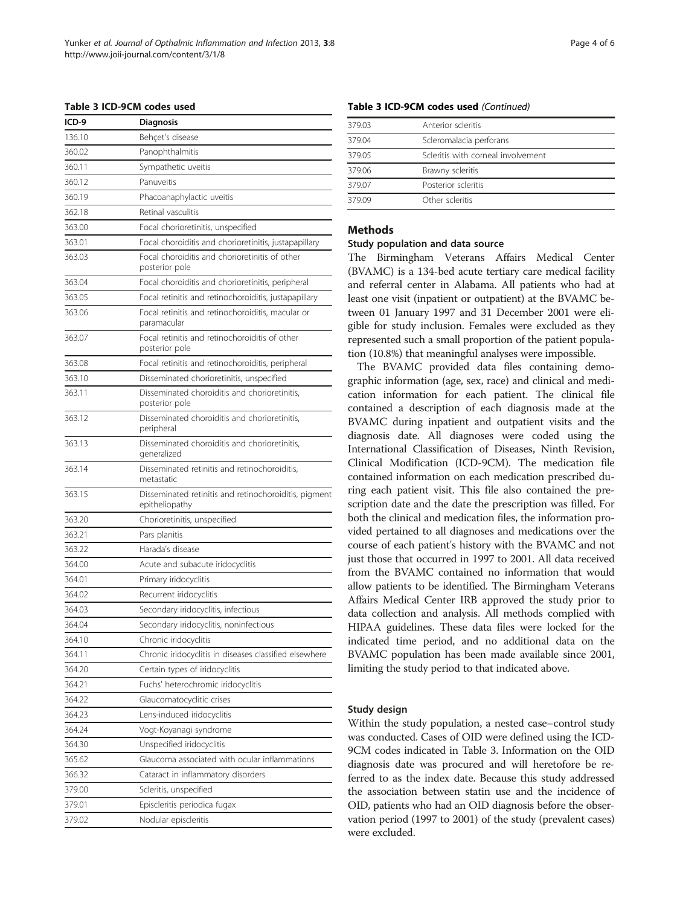**Table 3 ICD-9CM codes used**

| ICD-9 | Diagnosis |
|---|---|
| 136.10 | Behçet's disease |
| 360.02 | Panophthalmitis |
| 360.11 | Sympathetic uveitis |
| 360.12 | Panuveitis |
| 360.19 | Phacoanaphylactic uveitis |
| 362.18 | Retinal vasculitis |
| 363.00 | Focal chorioretinitis, unspecified |
| 363.01 | Focal choroiditis and chorioretinitis, justapapillary |
| 363.03 | Focal choroiditis and chorioretinitis of other posterior pole |
| 363.04 | Focal choroiditis and chorioretinitis, peripheral |
| 363.05 | Focal retinitis and retinochoroiditis, justapapillary |
| 363.06 | Focal retinitis and retinochoroiditis, macular or paramacular |
| 363.07 | Focal retinitis and retinochoroiditis of other posterior pole |
| 363.08 | Focal retinitis and retinochoroiditis, peripheral |
| 363.10 | Disseminated chorioretinitis, unspecified |
| 363.11 | Disseminated choroiditis and chorioretinitis, posterior pole |
| 363.12 | Disseminated choroiditis and chorioretinitis, peripheral |
| 363.13 | Disseminated choroiditis and chorioretinitis, generalized |
| 363.14 | Disseminated retinitis and retinochoroiditis, metastatic |
| 363.15 | Disseminated retinitis and retinochoroiditis, pigment epitheliopathy |
| 363.20 | Chorioretinitis, unspecified |
| 363.21 | Pars planitis |
| 363.22 | Harada's disease |
| 364.00 | Acute and subacute iridocyclitis |
| 364.01 | Primary iridocyclitis |
| 364.02 | Recurrent iridocyclitis |
| 364.03 | Secondary iridocyclitis, infectious |
| 364.04 | Secondary iridocyclitis, noninfectious |
| 364.10 | Chronic iridocyclitis |
| 364.11 | Chronic iridocyclitis in diseases classified elsewhere |
| 364.20 | Certain types of iridocyclitis |
| 364.21 | Fuchs' heterochromic iridocyclitis |
| 364.22 | Glaucomatocyclitic crises |
| 364.23 | Lens-induced iridocyclitis |
| 364.24 | Vogt-Koyanagi syndrome |
| 364.30 | Unspecified iridocyclitis |
| 365.62 | Glaucoma associated with ocular inflammations |
| 366.32 | Cataract in inflammatory disorders |
| 379.00 | Scleritis, unspecified |
| 379.01 | Episcleritis periodica fugax |
| 379.02 | Nodular episcleritis |
| 379.03 | Anterior scleritis |
| 379.04 | Scleromalacia perforans |
| 379.05 | Scleritis with corneal involvement |
| 379.06 | Brawny scleritis |
| 379.07 | Posterior scleritis |
| 379.09 | Other scleritis |

## Methods

### Study population and data source

The Birmingham Veterans Affairs Medical Center (BVAMC) is a 134-bed acute tertiary care medical facility and referral center in Alabama. All patients who had at least one visit (inpatient or outpatient) at the BVAMC between 01 January 1997 and 31 December 2001 were eligible for study inclusion. Females were excluded as they represented such a small proportion of the patient population (10.8%) that meaningful analyses were impossible.

The BVAMC provided data files containing demographic information (age, sex, race) and clinical and medication information for each patient. The clinical file contained a description of each diagnosis made at the BVAMC during inpatient and outpatient visits and the diagnosis date. All diagnoses were coded using the International Classification of Diseases, Ninth Revision, Clinical Modification (ICD-9CM). The medication file contained information on each medication prescribed during each patient visit. This file also contained the prescription date and the date the prescription was filled. For both the clinical and medication files, the information provided pertained to all diagnoses and medications over the course of each patient's history with the BVAMC and not just those that occurred in 1997 to 2001. All data received from the BVAMC contained no information that would allow patients to be identified. The Birmingham Veterans Affairs Medical Center IRB approved the study prior to data collection and analysis. All methods complied with HIPAA guidelines. These data files were locked for the indicated time period, and no additional data on the BVAMC population has been made available since 2001, limiting the study period to that indicated above.

### Study design

Within the study population, a nested case–control study was conducted. Cases of OID were defined using the ICD-9CM codes indicated in Table 3. Information on the OID diagnosis date was procured and will heretofore be referred to as the index date. Because this study addressed the association between statin use and the incidence of OID, patients who had an OID diagnosis before the observation period (1997 to 2001) of the study (prevalent cases) were excluded.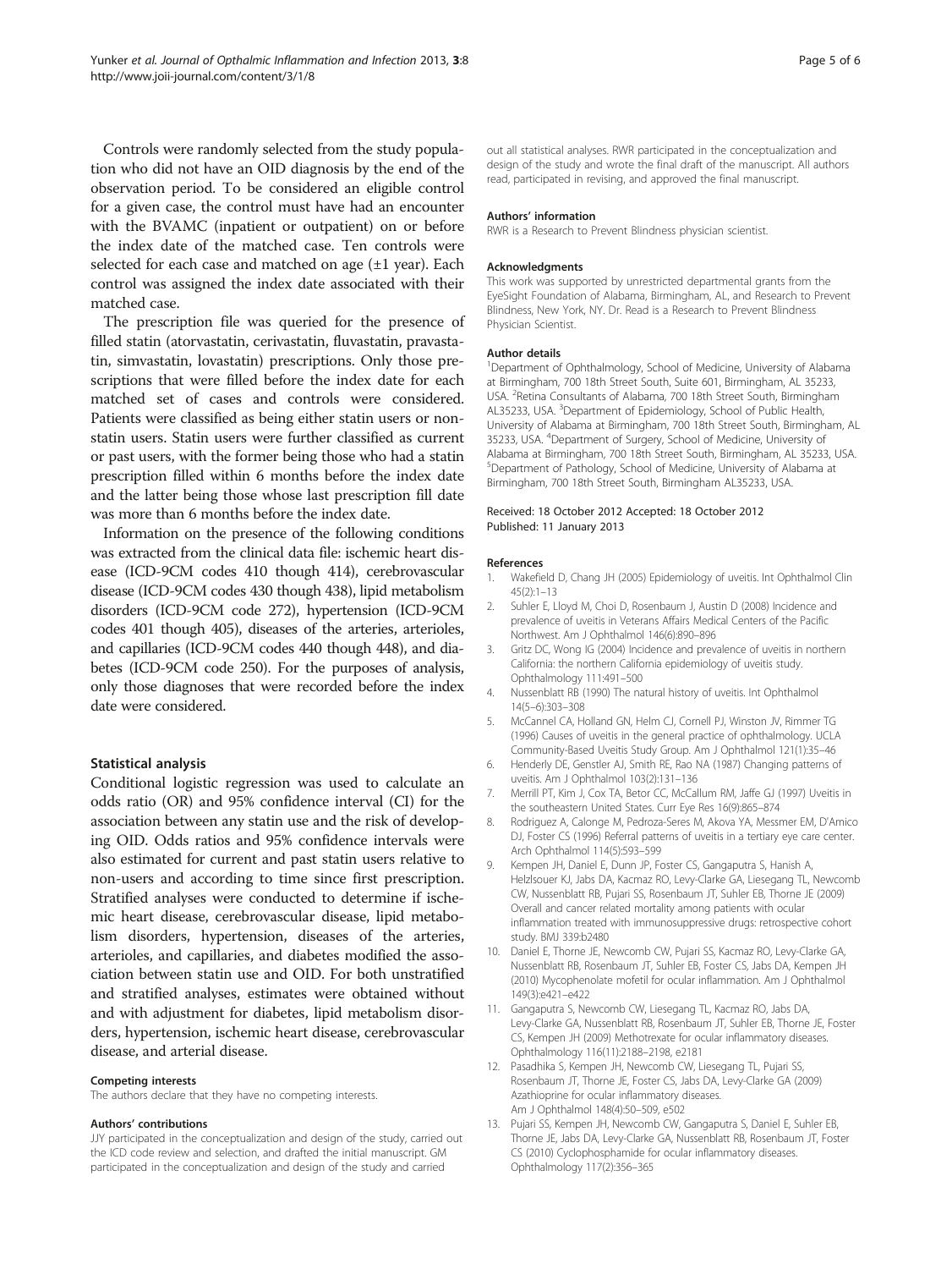Controls were randomly selected from the study population who did not have an OID diagnosis by the end of the observation period. To be considered an eligible control for a given case, the control must have had an encounter with the BVAMC (inpatient or outpatient) on or before the index date of the matched case. Ten controls were selected for each case and matched on age (±1 year). Each control was assigned the index date associated with their matched case.

The prescription file was queried for the presence of filled statin (atorvastatin, cerivastatin, fluvastatin, pravastatin, simvastatin, lovastatin) prescriptions. Only those prescriptions that were filled before the index date for each matched set of cases and controls were considered. Patients were classified as being either statin users or non-statin users. Statin users were further classified as current or past users, with the former being those who had a statin prescription filled within 6 months before the index date and the latter being those whose last prescription fill date was more than 6 months before the index date.

Information on the presence of the following conditions was extracted from the clinical data file: ischemic heart disease (ICD-9CM codes 410 though 414), cerebrovascular disease (ICD-9CM codes 430 though 438), lipid metabolism disorders (ICD-9CM code 272), hypertension (ICD-9CM codes 401 though 405), diseases of the arteries, arterioles, and capillaries (ICD-9CM codes 440 though 448), and diabetes (ICD-9CM code 250). For the purposes of analysis, only those diagnoses that were recorded before the index date were considered.

### Statistical analysis

Conditional logistic regression was used to calculate an odds ratio (OR) and 95% confidence interval (CI) for the association between any statin use and the risk of developing OID. Odds ratios and 95% confidence intervals were also estimated for current and past statin users relative to non-users and according to time since first prescription. Stratified analyses were conducted to determine if ischemic heart disease, cerebrovascular disease, lipid metabolism disorders, hypertension, diseases of the arteries, arterioles, and capillaries, and diabetes modified the association between statin use and OID. For both unstratified and stratified analyses, estimates were obtained without and with adjustment for diabetes, lipid metabolism disorders, hypertension, ischemic heart disease, cerebrovascular disease, and arterial disease.

#### Competing interests

The authors declare that they have no competing interests.

#### Authors' contributions

JJY participated in the conceptualization and design of the study, carried out the ICD code review and selection, and drafted the initial manuscript. GM participated in the conceptualization and design of the study and carried out all statistical analyses. RWR participated in the conceptualization and design of the study and wrote the final draft of the manuscript. All authors read, participated in revising, and approved the final manuscript.

#### Authors' information

RWR is a Research to Prevent Blindness physician scientist.

#### Acknowledgments

This work was supported by unrestricted departmental grants from the EyeSight Foundation of Alabama, Birmingham, AL, and Research to Prevent Blindness, New York, NY. Dr. Read is a Research to Prevent Blindness Physician Scientist.

#### Author details

[1]Department of Ophthalmology, School of Medicine, University of Alabama at Birmingham, 700 18th Street South, Suite 601, Birmingham, AL 35233, USA. [2]Retina Consultants of Alabama, 700 18th Street South, Birmingham AL35233, USA. [3]Department of Epidemiology, School of Public Health, University of Alabama at Birmingham, 700 18th Street South, Birmingham, AL 35233, USA. [4]Department of Surgery, School of Medicine, University of Alabama at Birmingham, 700 18th Street South, Birmingham, AL 35233, USA. [5]Department of Pathology, School of Medicine, University of Alabama at Birmingham, 700 18th Street South, Birmingham AL35233, USA.

Received: 18 October 2012 Accepted: 18 October 2012
Published: 11 January 2013

#### References

1. Wakefield D, Chang JH (2005) Epidemiology of uveitis. Int Ophthalmol Clin 45(2):1–13
2. Suhler E, Lloyd M, Choi D, Rosenbaum J, Austin D (2008) Incidence and prevalence of uveitis in Veterans Affairs Medical Centers of the Pacific Northwest. Am J Ophthalmol 146(6):890–896
3. Gritz DC, Wong IG (2004) Incidence and prevalence of uveitis in northern California: the northern California epidemiology of uveitis study. Ophthalmology 111:491–500
4. Nussenblatt RB (1990) The natural history of uveitis. Int Ophthalmol 14(5–6):303–308
5. McCannel CA, Holland GN, Helm CJ, Cornell PJ, Winston JV, Rimmer TG (1996) Causes of uveitis in the general practice of ophthalmology. UCLA Community-Based Uveitis Study Group. Am J Ophthalmol 121(1):35–46
6. Henderly DE, Genstler AJ, Smith RE, Rao NA (1987) Changing patterns of uveitis. Am J Ophthalmol 103(2):131–136
7. Merrill PT, Kim J, Cox TA, Betor CC, McCallum RM, Jaffe GJ (1997) Uveitis in the southeastern United States. Curr Eye Res 16(9):865–874
8. Rodriguez A, Calonge M, Pedroza-Seres M, Akova YA, Messmer EM, D'Amico DJ, Foster CS (1996) Referral patterns of uveitis in a tertiary eye care center. Arch Ophthalmol 114(5):593–599
9. Kempen JH, Daniel E, Dunn JP, Foster CS, Gangaputra S, Hanish A, Helzlsouer KJ, Jabs DA, Kacmaz RO, Levy-Clarke GA, Liesegang TL, Newcomb CW, Nussenblatt RB, Pujari SS, Rosenbaum JT, Suhler EB, Thorne JE (2009) Overall and cancer related mortality among patients with ocular inflammation treated with immunosuppressive drugs: retrospective cohort study. BMJ 339:b2480
10. Daniel E, Thorne JE, Newcomb CW, Pujari SS, Kacmaz RO, Levy-Clarke GA, Nussenblatt RB, Rosenbaum JT, Suhler EB, Foster CS, Jabs DA, Kempen JH (2010) Mycophenolate mofetil for ocular inflammation. Am J Ophthalmol 149(3):e421–e422
11. Gangaputra S, Newcomb CW, Liesegang TL, Kacmaz RO, Jabs DA, Levy-Clarke GA, Nussenblatt RB, Rosenbaum JT, Suhler EB, Thorne JE, Foster CS, Kempen JH (2009) Methotrexate for ocular inflammatory diseases. Ophthalmology 116(11):2188–2198, e2181
12. Pasadhika S, Kempen JH, Newcomb CW, Liesegang TL, Pujari SS, Rosenbaum JT, Thorne JE, Foster CS, Jabs DA, Levy-Clarke GA (2009) Azathioprine for ocular inflammatory diseases. Am J Ophthalmol 148(4):50–509, e502
13. Pujari SS, Kempen JH, Newcomb CW, Gangaputra S, Daniel E, Suhler EB, Thorne JE, Jabs DA, Levy-Clarke GA, Nussenblatt RB, Rosenbaum JT, Foster CS (2010) Cyclophosphamide for ocular inflammatory diseases. Ophthalmology 117(2):356–365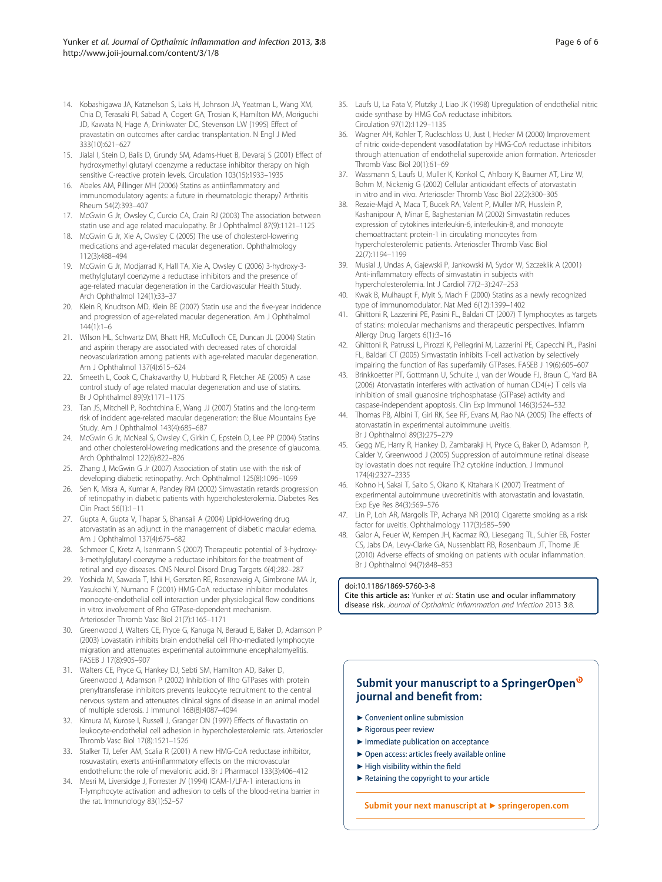14. Kobashigawa JA, Katznelson S, Laks H, Johnson JA, Yeatman L, Wang XM, Chia D, Terasaki PI, Sabad A, Cogert GA, Trosian K, Hamilton MA, Moriguchi JD, Kawata N, Hage A, Drinkwater DC, Stevenson LW (1995) Effect of pravastatin on outcomes after cardiac transplantation. N Engl J Med 333(10):621–627
15. Jialal I, Stein D, Balis D, Grundy SM, Adams-Huet B, Devaraj S (2001) Effect of hydroxymethyl glutaryl coenzyme a reductase inhibitor therapy on high sensitive C-reactive protein levels. Circulation 103(15):1933–1935
16. Abeles AM, Pillinger MH (2006) Statins as antiinflammatory and immunomodulatory agents: a future in rheumatologic therapy? Arthritis Rheum 54(2):393–407
17. McGwin G Jr, Owsley C, Curcio CA, Crain RJ (2003) The association between statin use and age related maculopathy. Br J Ophthalmol 87(9):1121–1125
18. McGwin G Jr, Xie A, Owsley C (2005) The use of cholesterol-lowering medications and age-related macular degeneration. Ophthalmology 112(3):488–494
19. McGwin G Jr, Modjarrad K, Hall TA, Xie A, Owsley C (2006) 3-hydroxy-3-methylglutaryl coenzyme a reductase inhibitors and the presence of age-related macular degeneration in the Cardiovascular Health Study. Arch Ophthalmol 124(1):33–37
20. Klein R, Knudtson MD, Klein BE (2007) Statin use and the five-year incidence and progression of age-related macular degeneration. Am J Ophthalmol 144(1):1–6
21. Wilson HL, Schwartz DM, Bhatt HR, McCulloch CE, Duncan JL (2004) Statin and aspirin therapy are associated with decreased rates of choroidal neovascularization among patients with age-related macular degeneration. Am J Ophthalmol 137(4):615–624
22. Smeeth L, Cook C, Chakravarthy U, Hubbard R, Fletcher AE (2005) A case control study of age related macular degeneration and use of statins. Br J Ophthalmol 89(9):1171–1175
23. Tan JS, Mitchell P, Rochtchina E, Wang JJ (2007) Statins and the long-term risk of incident age-related macular degeneration: the Blue Mountains Eye Study. Am J Ophthalmol 143(4):685–687
24. McGwin G Jr, McNeal S, Owsley C, Girkin C, Epstein D, Lee PP (2004) Statins and other cholesterol-lowering medications and the presence of glaucoma. Arch Ophthalmol 122(6):822–826
25. Zhang J, McGwin G Jr (2007) Association of statin use with the risk of developing diabetic retinopathy. Arch Ophthalmol 125(8):1096–1099
26. Sen K, Misra A, Kumar A, Pandey RM (2002) Simvastatin retards progression of retinopathy in diabetic patients with hypercholesterolemia. Diabetes Res Clin Pract 56(1):1–11
27. Gupta A, Gupta V, Thapar S, Bhansali A (2004) Lipid-lowering drug atorvastatin as an adjunct in the management of diabetic macular edema. Am J Ophthalmol 137(4):675–682
28. Schmeer C, Kretz A, Isenmann S (2007) Therapeutic potential of 3-hydroxy-3-methylglutaryl coenzyme a reductase inhibitors for the treatment of retinal and eye diseases. CNS Neurol Disord Drug Targets 6(4):282–287
29. Yoshida M, Sawada T, Ishii H, Gerszten RE, Rosenzweig A, Gimbrone MA Jr, Yasukochi Y, Numano F (2001) HMG-CoA reductase inhibitor modulates monocyte-endothelial cell interaction under physiological flow conditions in vitro: involvement of Rho GTPase-dependent mechanism. Arterioscler Thromb Vasc Biol 21(7):1165–1171
30. Greenwood J, Walters CE, Pryce G, Kanuga N, Beraud E, Baker D, Adamson P (2003) Lovastatin inhibits brain endothelial cell Rho-mediated lymphocyte migration and attenuates experimental autoimmune encephalomyelitis. FASEB J 17(8):905–907
31. Walters CE, Pryce G, Hankey DJ, Sebti SM, Hamilton AD, Baker D, Greenwood J, Adamson P (2002) Inhibition of Rho GTPases with protein prenyltransferase inhibitors prevents leukocyte recruitment to the central nervous system and attenuates clinical signs of disease in an animal model of multiple sclerosis. J Immunol 168(8):4087–4094
32. Kimura M, Kurose I, Russell J, Granger DN (1997) Effects of fluvastatin on leukocyte-endothelial cell adhesion in hypercholesterolemic rats. Arterioscler Thromb Vasc Biol 17(8):1521–1526
33. Stalker TJ, Lefer AM, Scalia R (2001) A new HMG-CoA reductase inhibitor, rosuvastatin, exerts anti-inflammatory effects on the microvascular endothelium: the role of mevalonic acid. Br J Pharmacol 133(3):406–412
34. Mesri M, Liversidge J, Forrester JV (1994) ICAM-1/LFA-1 interactions in T-lymphocyte activation and adhesion to cells of the blood-retina barrier in the rat. Immunology 83(1):52–57
35. Laufs U, La Fata V, Plutzky J, Liao JK (1998) Upregulation of endothelial nitric oxide synthase by HMG CoA reductase inhibitors. Circulation 97(12):1129–1135
36. Wagner AH, Kohler T, Ruckschloss U, Just I, Hecker M (2000) Improvement of nitric oxide-dependent vasodilatation by HMG-CoA reductase inhibitors through attenuation of endothelial superoxide anion formation. Arterioscler Thromb Vasc Biol 20(1):61–69
37. Wassmann S, Laufs U, Muller K, Konkol C, Ahlbory K, Baumer AT, Linz W, Bohm M, Nickenig G (2002) Cellular antioxidant effects of atorvastatin in vitro and in vivo. Arterioscler Thromb Vasc Biol 22(2):300–305
38. Rezaie-Majd A, Maca T, Bucek RA, Valent P, Muller MR, Husslein P, Kashanipour A, Minar E, Baghestanian M (2002) Simvastatin reduces expression of cytokines interleukin-6, interleukin-8, and monocyte chemoattractant protein-1 in circulating monocytes from hypercholesterolemic patients. Arterioscler Thromb Vasc Biol 22(7):1194–1199
39. Musial J, Undas A, Gajewski P, Jankowski M, Sydor W, Szczeklik A (2001) Anti-inflammatory effects of simvastatin in subjects with hypercholesterolemia. Int J Cardiol 77(2–3):247–253
40. Kwak B, Mulhaupt F, Myit S, Mach F (2000) Statins as a newly recognized type of immunomodulator. Nat Med 6(12):1399–1402
41. Ghittoni R, Lazzerini PE, Pasini FL, Baldari CT (2007) T lymphocytes as targets of statins: molecular mechanisms and therapeutic perspectives. Inflamm Allergy Drug Targets 6(1):3–16
42. Ghittoni R, Patrussi L, Pirozzi K, Pellegrini M, Lazzerini PE, Capecchi PL, Pasini FL, Baldari CT (2005) Simvastatin inhibits T-cell activation by selectively impairing the function of Ras superfamily GTPases. FASEB J 19(6):605–607
43. Brinkkoetter PT, Gottmann U, Schulte J, van der Woude FJ, Braun C, Yard BA (2006) Atorvastatin interferes with activation of human CD4(+) T cells via inhibition of small guanosine triphosphatase (GTPase) activity and caspase-independent apoptosis. Clin Exp Immunol 146(3):524–532
44. Thomas PB, Albini T, Giri RK, See RF, Evans M, Rao NA (2005) The effects of atorvastatin in experimental autoimmune uveitis. Br J Ophthalmol 89(3):275–279
45. Gegg ME, Harry R, Hankey D, Zambarakji H, Pryce G, Baker D, Adamson P, Calder V, Greenwood J (2005) Suppression of autoimmune retinal disease by lovastatin does not require Th2 cytokine induction. J Immunol 174(4):2327–2335
46. Kohno H, Sakai T, Saito S, Okano K, Kitahara K (2007) Treatment of experimental autoimmune uveoretinitis with atorvastatin and lovastatin. Exp Eye Res 84(3):569–576
47. Lin P, Loh AR, Margolis TP, Acharya NR (2010) Cigarette smoking as a risk factor for uveitis. Ophthalmology 117(3):585–590
48. Galor A, Feuer W, Kempen JH, Kacmaz RO, Liesegang TL, Suhler EB, Foster CS, Jabs DA, Levy-Clarke GA, Nussenblatt RB, Rosenbaum JT, Thorne JE (2010) Adverse effects of smoking on patients with ocular inflammation. Br J Ophthalmol 94(7):848–853

doi:10.1186/1869-5760-3-8

**Cite this article as:** Yunker *et al.*: Statin use and ocular inflammatory disease risk. *Journal of Opthalmic Inflammation and Infection* 2013 **3**:8.

**Submit your manuscript to a SpringerOpen journal and benefit from:**

- ► Convenient online submission
- ► Rigorous peer review
- ► Immediate publication on acceptance
- ► Open access: articles freely available online
- ► High visibility within the field
- ► Retaining the copyright to your article

**Submit your next manuscript at ► springeropen.com**